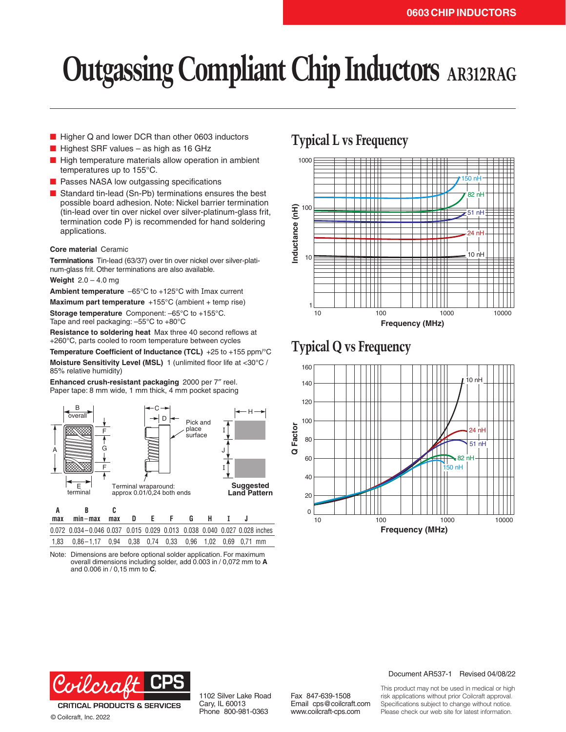0603 CHIP INDUCTORS

# Outgassing Compliant Chip Inductors AR312RAG

- Higher Q and lower DCR than other 0603 inductors
- Highest SRF values – as high as 16 GHz
- High temperature materials allow operation in ambient temperatures up to 155°C.
- Passes NASA low outgassing specifications
- Standard tin-lead (Sn-Pb) terminations ensures the best possible board adhesion. Note: Nickel barrier termination (tin-lead over tin over nickel over silver-platinum-glass frit, termination code P) is recommended for hand soldering applications.

**Core material** Ceramic

**Terminations** Tin-lead (63/37) over tin over nickel over silver-platinum-glass frit. Other terminations are also available.

**Weight** 2.0 – 4.0 mg

**Ambient temperature** –65°C to +125°C with Imax current

**Maximum part temperature** +155°C (ambient + temp rise)

**Storage temperature** Component: –65°C to +155°C. Tape and reel packaging: –55°C to +80°C

**Resistance to soldering heat** Max three 40 second reflows at +260°C, parts cooled to room temperature between cycles

**Temperature Coefficient of Inductance (TCL)** +25 to +155 ppm/°C

**Moisture Sensitivity Level (MSL)** 1 (unlimited floor life at <30°C / 85% relative humidity)

**Enhanced crush-resistant packaging** 2000 per 7″ reel. Paper tape: 8 mm wide, 1 mm thick, 4 mm pocket spacing

Terminal wraparound: approx 0.01/0,24 both ends

Pick and place surface

Suggested Land Pattern

| A max | B min – max | C max | D | E | F | G | H | I | J | |
|---|---|---|---|---|---|---|---|---|---|---|
| 0.072 | 0.034 – 0.046 | 0.037 | 0.015 | 0.029 | 0.013 | 0.038 | 0.040 | 0.027 | 0.028 | inches |
| 1,83 | 0,86 – 1,17 | 0,94 | 0,38 | 0,74 | 0,33 | 0,96 | 1,02 | 0,69 | 0,71 | mm |

Note: Dimensions are before optional solder application. For maximum overall dimensions including solder, add 0.003 in / 0,072 mm to **A** and 0.006 in / 0,15 mm to **C**.

## Typical L vs Frequency

## Typical Q vs Frequency

Document AR537-1 Revised 04/08/22

Coilcraft CPS
CRITICAL PRODUCTS & SERVICES

© Coilcraft, Inc. 2022

1102 Silver Lake Road
Cary, IL 60013
Phone 800-981-0363

Fax 847-639-1508
Email cps@coilcraft.com
www.coilcraft-cps.com

This product may not be used in medical or high risk applications without prior Coilcraft approval. Specifications subject to change without notice. Please check our web site for latest information.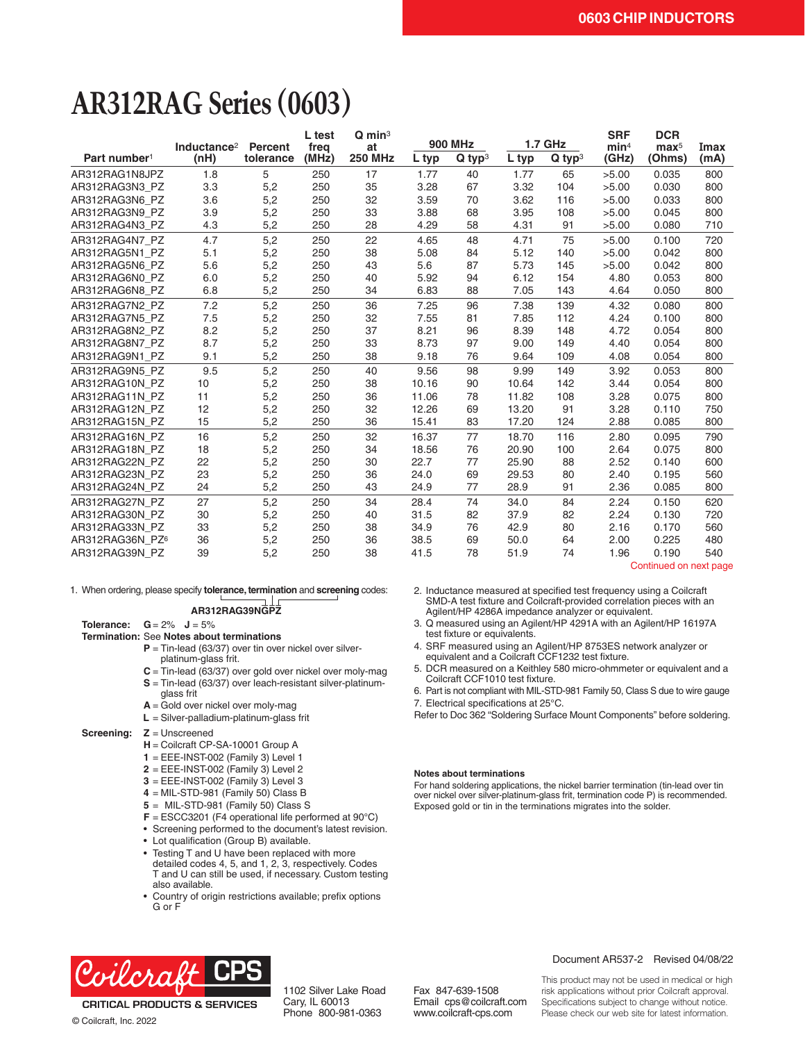# AR312RAG Series (0603)

| Part number[1] | Inductance[2] (nH) | Percent tolerance | L test freq (MHz) | Q min[3] at 250 MHz | 900 MHz | | 1.7 GHz | | SRF min[4] (GHz) | DCR max[5] (Ohms) | Imax (mA) |
|---|---|---|---|---|---|---|---|---|---|---|---|
| | | | | | L typ | Q typ[3] | L typ | Q typ[3] | | | |
| AR312RAG1N8JPZ | 1.8 | 5 | 250 | 17 | 1.77 | 40 | 1.77 | 65 | >5.00 | 0.035 | 800 |
| AR312RAG3N3_PZ | 3.3 | 5,2 | 250 | 35 | 3.28 | 67 | 3.32 | 104 | >5.00 | 0.030 | 800 |
| AR312RAG3N6_PZ | 3.6 | 5,2 | 250 | 32 | 3.59 | 70 | 3.62 | 116 | >5.00 | 0.033 | 800 |
| AR312RAG3N9_PZ | 3.9 | 5,2 | 250 | 33 | 3.88 | 68 | 3.95 | 108 | >5.00 | 0.045 | 800 |
| AR312RAG4N3_PZ | 4.3 | 5,2 | 250 | 28 | 4.29 | 58 | 4.31 | 91 | >5.00 | 0.080 | 710 |
| AR312RAG4N7_PZ | 4.7 | 5,2 | 250 | 22 | 4.65 | 48 | 4.71 | 75 | >5.00 | 0.100 | 720 |
| AR312RAG5N1_PZ | 5.1 | 5,2 | 250 | 38 | 5.08 | 84 | 5.12 | 140 | >5.00 | 0.042 | 800 |
| AR312RAG5N6_PZ | 5.6 | 5,2 | 250 | 43 | 5.6 | 87 | 5.73 | 145 | >5.00 | 0.042 | 800 |
| AR312RAG6N0_PZ | 6.0 | 5,2 | 250 | 40 | 5.92 | 94 | 6.12 | 154 | 4.80 | 0.053 | 800 |
| AR312RAG6N8_PZ | 6.8 | 5,2 | 250 | 34 | 6.83 | 88 | 7.05 | 143 | 4.64 | 0.050 | 800 |
| AR312RAG7N2_PZ | 7.2 | 5,2 | 250 | 36 | 7.25 | 96 | 7.38 | 139 | 4.32 | 0.080 | 800 |
| AR312RAG7N5_PZ | 7.5 | 5,2 | 250 | 32 | 7.55 | 81 | 7.85 | 112 | 4.24 | 0.100 | 800 |
| AR312RAG8N2_PZ | 8.2 | 5,2 | 250 | 37 | 8.21 | 96 | 8.39 | 148 | 4.72 | 0.054 | 800 |
| AR312RAG8N7_PZ | 8.7 | 5,2 | 250 | 33 | 8.73 | 97 | 9.00 | 149 | 4.40 | 0.054 | 800 |
| AR312RAG9N1_PZ | 9.1 | 5,2 | 250 | 38 | 9.18 | 76 | 9.64 | 109 | 4.08 | 0.054 | 800 |
| AR312RAG9N5_PZ | 9.5 | 5,2 | 250 | 40 | 9.56 | 98 | 9.99 | 149 | 3.92 | 0.053 | 800 |
| AR312RAG10N_PZ | 10 | 5,2 | 250 | 38 | 10.16 | 90 | 10.64 | 142 | 3.44 | 0.054 | 800 |
| AR312RAG11N_PZ | 11 | 5,2 | 250 | 36 | 11.06 | 78 | 11.82 | 108 | 3.28 | 0.075 | 800 |
| AR312RAG12N_PZ | 12 | 5,2 | 250 | 32 | 12.26 | 69 | 13.20 | 91 | 3.28 | 0.110 | 750 |
| AR312RAG15N_PZ | 15 | 5,2 | 250 | 36 | 15.41 | 83 | 17.20 | 124 | 2.88 | 0.085 | 800 |
| AR312RAG16N_PZ | 16 | 5,2 | 250 | 32 | 16.37 | 77 | 18.70 | 116 | 2.80 | 0.095 | 790 |
| AR312RAG18N_PZ | 18 | 5,2 | 250 | 34 | 18.56 | 76 | 20.90 | 100 | 2.64 | 0.075 | 800 |
| AR312RAG22N_PZ | 22 | 5,2 | 250 | 30 | 22.7 | 77 | 25.90 | 88 | 2.52 | 0.140 | 600 |
| AR312RAG23N_PZ | 23 | 5,2 | 250 | 36 | 24.0 | 69 | 29.53 | 80 | 2.40 | 0.195 | 560 |
| AR312RAG24N_PZ | 24 | 5,2 | 250 | 43 | 24.9 | 77 | 28.9 | 91 | 2.36 | 0.085 | 800 |
| AR312RAG27N_PZ | 27 | 5,2 | 250 | 34 | 28.4 | 74 | 34.0 | 84 | 2.24 | 0.150 | 620 |
| AR312RAG30N_PZ | 30 | 5,2 | 250 | 40 | 31.5 | 82 | 37.9 | 82 | 2.24 | 0.130 | 720 |
| AR312RAG33N_PZ | 33 | 5,2 | 250 | 38 | 34.9 | 76 | 42.9 | 80 | 2.16 | 0.170 | 560 |
| AR312RAG36N_PZ[6] | 36 | 5,2 | 250 | 36 | 38.5 | 69 | 50.0 | 64 | 2.00 | 0.225 | 480 |
| AR312RAG39N_PZ | 39 | 5,2 | 250 | 38 | 41.5 | 78 | 51.9 | 74 | 1.96 | 0.190 | 540 |

Continued on next page

1. When ordering, please specify **tolerance, termination** and **screening** codes:

   **AR312RAG39NGPZ**

   **Tolerance:** **G** = 2% **J** = 5%

   **Termination:** See **Notes about terminations**
   - **P** = Tin-lead (63/37) over tin over nickel over silver-platinum-glass frit.
   - **C** = Tin-lead (63/37) over gold over nickel over moly-mag
   - **S** = Tin-lead (63/37) over leach-resistant silver-platinum-glass frit
   - **A** = Gold over nickel over moly-mag
   - **L** = Silver-palladium-platinum-glass frit

   **Screening:**
   - **Z** = Unscreened
   - **H** = Coilcraft CP-SA-10001 Group A
   - **1** = EEE-INST-002 (Family 3) Level 1
   - **2** = EEE-INST-002 (Family 3) Level 2
   - **3** = EEE-INST-002 (Family 3) Level 3
   - **4** = MIL-STD-981 (Family 50) Class B
   - **5** = MIL-STD-981 (Family 50) Class S
   - **F** = ESCC3201 (F4 operational life performed at 90°C)
   - Screening performed to the document's latest revision.
   - Lot qualification (Group B) available.
   - Testing T and U have been replaced with more detailed codes 4, 5, and 1, 2, 3, respectively. Codes T and U can still be used, if necessary. Custom testing also available.
   - Country of origin restrictions available; prefix options G or F

2. Inductance measured at specified test frequency using a Coilcraft SMD-A test fixture and Coilcraft-provided correlation pieces with an Agilent/HP 4286A impedance analyzer or equivalent.
3. Q measured using an Agilent/HP 4291A with an Agilent/HP 16197A test fixture or equivalents.
4. SRF measured using an Agilent/HP 8753ES network analyzer or equivalent and a Coilcraft CCF1232 test fixture.
5. DCR measured on a Keithley 580 micro-ohmmeter or equivalent and a Coilcraft CCF1010 test fixture.
6. Part is not compliant with MIL-STD-981 Family 50, Class S due to wire gauge
7. Electrical specifications at 25°C.

Refer to Doc 362 "Soldering Surface Mount Components" before soldering.

**Notes about terminations**

For hand soldering applications, the nickel barrier termination (tin-lead over tin over nickel over silver-platinum-glass frit, termination code P) is recommended. Exposed gold or tin in the terminations migrates into the solder.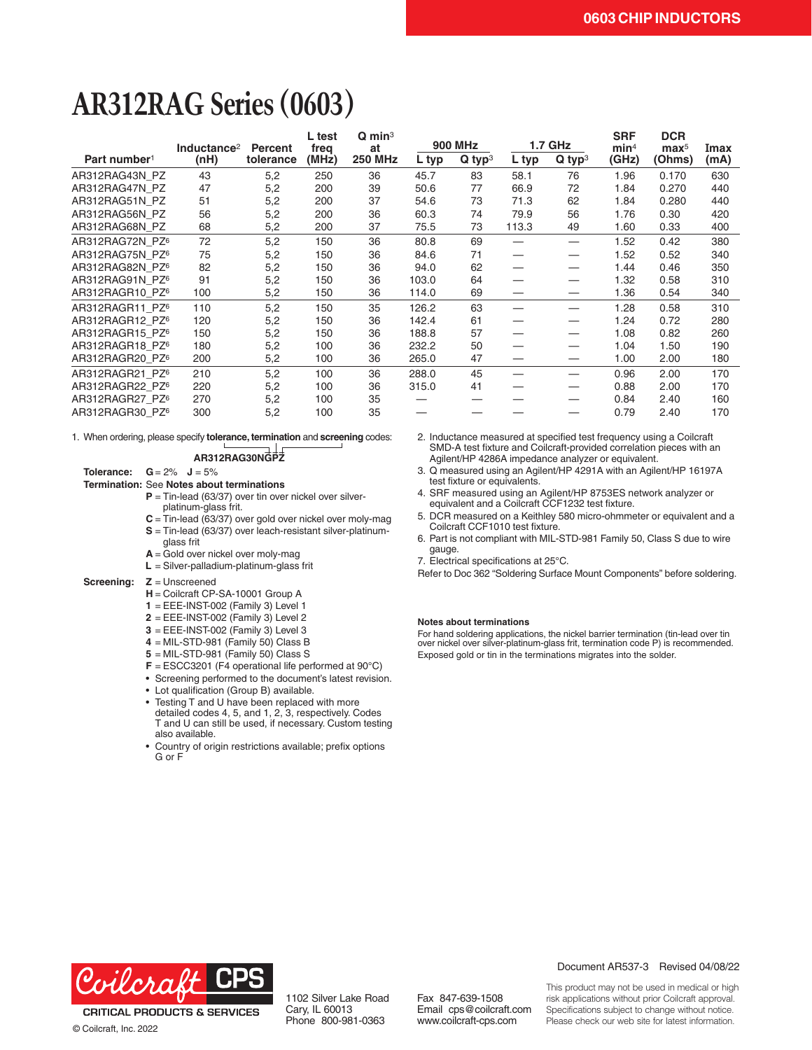# AR312RAG Series (0603)

| Part number[1] | Inductance[2] (nH) | Percent tolerance | L test freq (MHz) | Q min[3] at 250 MHz | 900 MHz L typ | 900 MHz Q typ[3] | 1.7 GHz L typ | 1.7 GHz Q typ[3] | SRF min[4] (GHz) | DCR max[5] (Ohms) | Imax (mA) |
|---|---|---|---|---|---|---|---|---|---|---|---|
| AR312RAG43N_PZ | 43 | 5,2 | 250 | 36 | 45.7 | 83 | 58.1 | 76 | 1.96 | 0.170 | 630 |
| AR312RAG47N_PZ | 47 | 5,2 | 200 | 39 | 50.6 | 77 | 66.9 | 72 | 1.84 | 0.270 | 440 |
| AR312RAG51N_PZ | 51 | 5,2 | 200 | 37 | 54.6 | 73 | 71.3 | 62 | 1.84 | 0.280 | 440 |
| AR312RAG56N_PZ | 56 | 5,2 | 200 | 36 | 60.3 | 74 | 79.9 | 56 | 1.76 | 0.30 | 420 |
| AR312RAG68N_PZ | 68 | 5,2 | 200 | 37 | 75.5 | 73 | 113.3 | 49 | 1.60 | 0.33 | 400 |
| AR312RAG72N_PZ[6] | 72 | 5,2 | 150 | 36 | 80.8 | 69 | — | — | 1.52 | 0.42 | 380 |
| AR312RAG75N_PZ[6] | 75 | 5,2 | 150 | 36 | 84.6 | 71 | — | — | 1.52 | 0.52 | 340 |
| AR312RAG82N_PZ[6] | 82 | 5,2 | 150 | 36 | 94.0 | 62 | — | — | 1.44 | 0.46 | 350 |
| AR312RAG91N_PZ[6] | 91 | 5,2 | 150 | 36 | 103.0 | 64 | — | — | 1.32 | 0.58 | 310 |
| AR312RAGR10_PZ[6] | 100 | 5,2 | 150 | 36 | 114.0 | 69 | — | — | 1.36 | 0.54 | 340 |
| AR312RAGR11_PZ[6] | 110 | 5,2 | 150 | 35 | 126.2 | 63 | — | — | 1.28 | 0.58 | 310 |
| AR312RAGR12_PZ[6] | 120 | 5,2 | 150 | 36 | 142.4 | 61 | — | — | 1.24 | 0.72 | 280 |
| AR312RAGR15_PZ[6] | 150 | 5,2 | 150 | 36 | 188.8 | 57 | — | — | 1.08 | 0.82 | 260 |
| AR312RAGR18_PZ[6] | 180 | 5,2 | 100 | 36 | 232.2 | 50 | — | — | 1.04 | 1.50 | 190 |
| AR312RAGR20_PZ[6] | 200 | 5,2 | 100 | 36 | 265.0 | 47 | — | — | 1.00 | 2.00 | 180 |
| AR312RAGR21_PZ[6] | 210 | 5,2 | 100 | 36 | 288.0 | 45 | — | — | 0.96 | 2.00 | 170 |
| AR312RAGR22_PZ[6] | 220 | 5,2 | 100 | 36 | 315.0 | 41 | — | — | 0.88 | 2.00 | 170 |
| AR312RAGR27_PZ[6] | 270 | 5,2 | 100 | 35 | — | — | — | — | 0.84 | 2.40 | 160 |
| AR312RAGR30_PZ[6] | 300 | 5,2 | 100 | 35 | — | — | — | — | 0.79 | 2.40 | 170 |

1. When ordering, please specify **tolerance, termination** and **screening** codes:

   **AR312RAG30NGPZ**

   **Tolerance:** **G** = 2% **J** = 5%

   **Termination:** See **Notes about terminations**
   - **P** = Tin-lead (63/37) over tin over nickel over silver-platinum-glass frit.
   - **C** = Tin-lead (63/37) over gold over nickel over moly-mag
   - **S** = Tin-lead (63/37) over leach-resistant silver-platinum-glass frit
   - **A** = Gold over nickel over moly-mag
   - **L** = Silver-palladium-platinum-glass frit

   **Screening:**
   - **Z** = Unscreened
   - **H** = Coilcraft CP-SA-10001 Group A
   - **1** = EEE-INST-002 (Family 3) Level 1
   - **2** = EEE-INST-002 (Family 3) Level 2
   - **3** = EEE-INST-002 (Family 3) Level 3
   - **4** = MIL-STD-981 (Family 50) Class B
   - **5** = MIL-STD-981 (Family 50) Class S
   - **F** = ESCC3201 (F4 operational life performed at 90°C)
   - Screening performed to the document's latest revision.
   - Lot qualification (Group B) available.
   - Testing T and U have been replaced with more detailed codes 4, 5, and 1, 2, 3, respectively. Codes T and U can still be used, if necessary. Custom testing also available.
   - Country of origin restrictions available; prefix options G or F

2. Inductance measured at specified test frequency using a Coilcraft SMD-A test fixture and Coilcraft-provided correlation pieces with an Agilent/HP 4286A impedance analyzer or equivalent.
3. Q measured using an Agilent/HP 4291A with an Agilent/HP 16197A test fixture or equivalents.
4. SRF measured using an Agilent/HP 8753ES network analyzer or equivalent and a Coilcraft CCF1232 test fixture.
5. DCR measured on a Keithley 580 micro-ohmmeter or equivalent and a Coilcraft CCF1010 test fixture.
6. Part is not compliant with MIL-STD-981 Family 50, Class S due to wire gauge.
7. Electrical specifications at 25°C.

Refer to Doc 362 "Soldering Surface Mount Components" before soldering.

**Notes about terminations**

For hand soldering applications, the nickel barrier termination (tin-lead over tin over nickel over silver-platinum-glass frit, termination code P) is recommended. Exposed gold or tin in the terminations migrates into the solder.

Document AR537-3 Revised 04/08/22

Coilcraft CPS CRITICAL PRODUCTS & SERVICES

© Coilcraft, Inc. 2022

1102 Silver Lake Road
Cary, IL 60013
Phone 800-981-0363

Fax 847-639-1508
Email cps@coilcraft.com
www.coilcraft-cps.com

This product may not be used in medical or high risk applications without prior Coilcraft approval. Specifications subject to change without notice. Please check our web site for latest information.